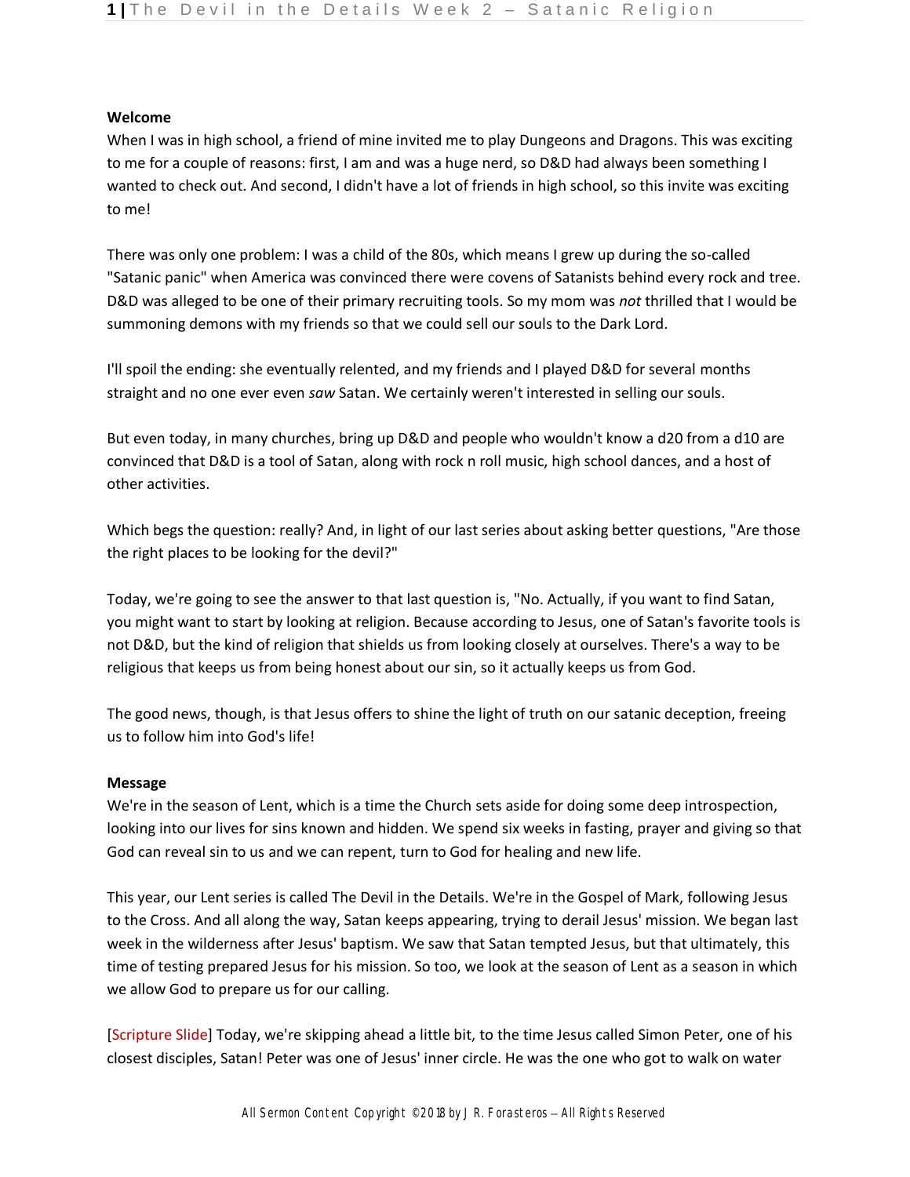**Welcome**

When I was in high school, a friend of mine invited me to play Dungeons and Dragons. This was exciting to me for a couple of reasons: first, I am and was a huge nerd, so D&D had always been something I wanted to check out. And second, I didn't have a lot of friends in high school, so this invite was exciting to me!

There was only one problem: I was a child of the 80s, which means I grew up during the so-called "Satanic panic" when America was convinced there were covens of Satanists behind every rock and tree. D&D was alleged to be one of their primary recruiting tools. So my mom was *not* thrilled that I would be summoning demons with my friends so that we could sell our souls to the Dark Lord.

I'll spoil the ending: she eventually relented, and my friends and I played D&D for several months straight and no one ever even *saw* Satan. We certainly weren't interested in selling our souls.

But even today, in many churches, bring up D&D and people who wouldn't know a d20 from a d10 are convinced that D&D is a tool of Satan, along with rock n roll music, high school dances, and a host of other activities.

Which begs the question: really? And, in light of our last series about asking better questions, "Are those the right places to be looking for the devil?"

Today, we're going to see the answer to that last question is, "No. Actually, if you want to find Satan, you might want to start by looking at religion. Because according to Jesus, one of Satan's favorite tools is not D&D, but the kind of religion that shields us from looking closely at ourselves. There's a way to be religious that keeps us from being honest about our sin, so it actually keeps us from God.

The good news, though, is that Jesus offers to shine the light of truth on our satanic deception, freeing us to follow him into God's life!

**Message**

We're in the season of Lent, which is a time the Church sets aside for doing some deep introspection, looking into our lives for sins known and hidden. We spend six weeks in fasting, prayer and giving so that God can reveal sin to us and we can repent, turn to God for healing and new life.

This year, our Lent series is called The Devil in the Details. We're in the Gospel of Mark, following Jesus to the Cross. And all along the way, Satan keeps appearing, trying to derail Jesus' mission. We began last week in the wilderness after Jesus' baptism. We saw that Satan tempted Jesus, but that ultimately, this time of testing prepared Jesus for his mission. So too, we look at the season of Lent as a season in which we allow God to prepare us for our calling.

[Scripture Slide] Today, we're skipping ahead a little bit, to the time Jesus called Simon Peter, one of his closest disciples, Satan! Peter was one of Jesus' inner circle. He was the one who got to walk on water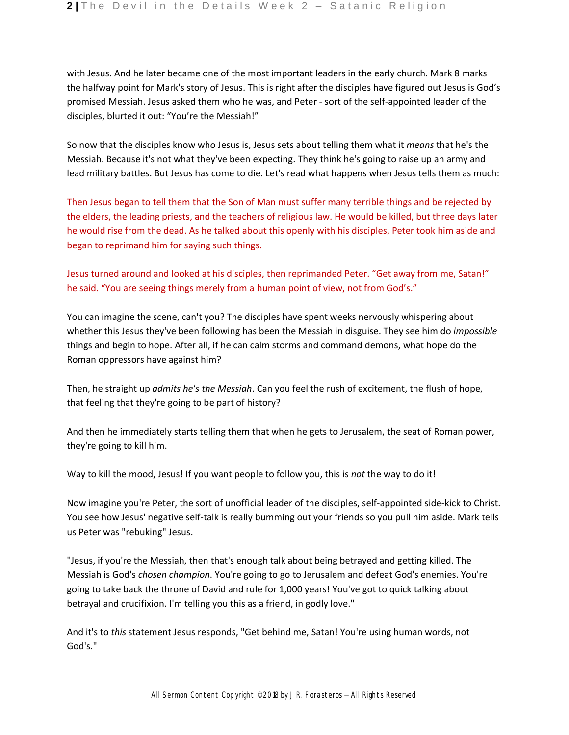with Jesus. And he later became one of the most important leaders in the early church. Mark 8 marks the halfway point for Mark's story of Jesus. This is right after the disciples have figured out Jesus is God's promised Messiah. Jesus asked them who he was, and Peter - sort of the self-appointed leader of the disciples, blurted it out: "You're the Messiah!"

So now that the disciples know who Jesus is, Jesus sets about telling them what it *means* that he's the Messiah. Because it's not what they've been expecting. They think he's going to raise up an army and lead military battles. But Jesus has come to die. Let's read what happens when Jesus tells them as much:

Then Jesus began to tell them that the Son of Man must suffer many terrible things and be rejected by the elders, the leading priests, and the teachers of religious law. He would be killed, but three days later he would rise from the dead. As he talked about this openly with his disciples, Peter took him aside and began to reprimand him for saying such things.

Jesus turned around and looked at his disciples, then reprimanded Peter. "Get away from me, Satan!" he said. "You are seeing things merely from a human point of view, not from God's."

You can imagine the scene, can't you? The disciples have spent weeks nervously whispering about whether this Jesus they've been following has been the Messiah in disguise. They see him do *impossible* things and begin to hope. After all, if he can calm storms and command demons, what hope do the Roman oppressors have against him?

Then, he straight up *admits he's the Messiah*. Can you feel the rush of excitement, the flush of hope, that feeling that they're going to be part of history?

And then he immediately starts telling them that when he gets to Jerusalem, the seat of Roman power, they're going to kill him.

Way to kill the mood, Jesus! If you want people to follow you, this is *not* the way to do it!

Now imagine you're Peter, the sort of unofficial leader of the disciples, self-appointed side-kick to Christ. You see how Jesus' negative self-talk is really bumming out your friends so you pull him aside. Mark tells us Peter was "rebuking" Jesus.

"Jesus, if you're the Messiah, then that's enough talk about being betrayed and getting killed. The Messiah is God's *chosen champion*. You're going to go to Jerusalem and defeat God's enemies. You're going to take back the throne of David and rule for 1,000 years! You've got to quick talking about betrayal and crucifixion. I'm telling you this as a friend, in godly love."

And it's to *this* statement Jesus responds, "Get behind me, Satan! You're using human words, not God's."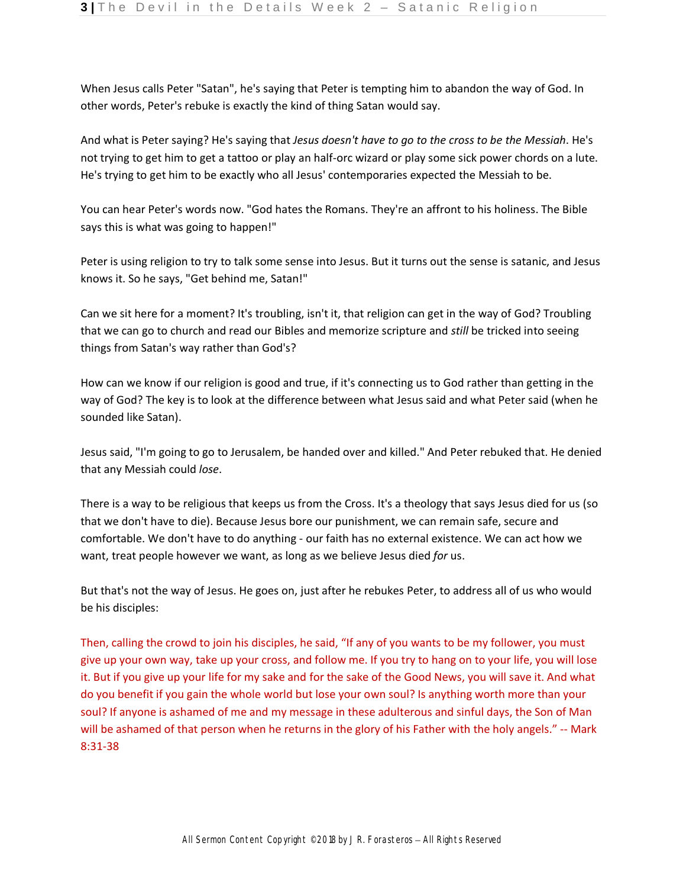When Jesus calls Peter "Satan", he's saying that Peter is tempting him to abandon the way of God. In other words, Peter's rebuke is exactly the kind of thing Satan would say.

And what is Peter saying? He's saying that *Jesus doesn't have to go to the cross to be the Messiah*. He's not trying to get him to get a tattoo or play an half-orc wizard or play some sick power chords on a lute. He's trying to get him to be exactly who all Jesus' contemporaries expected the Messiah to be.

You can hear Peter's words now. "God hates the Romans. They're an affront to his holiness. The Bible says this is what was going to happen!"

Peter is using religion to try to talk some sense into Jesus. But it turns out the sense is satanic, and Jesus knows it. So he says, "Get behind me, Satan!"

Can we sit here for a moment? It's troubling, isn't it, that religion can get in the way of God? Troubling that we can go to church and read our Bibles and memorize scripture and *still* be tricked into seeing things from Satan's way rather than God's?

How can we know if our religion is good and true, if it's connecting us to God rather than getting in the way of God? The key is to look at the difference between what Jesus said and what Peter said (when he sounded like Satan).

Jesus said, "I'm going to go to Jerusalem, be handed over and killed." And Peter rebuked that. He denied that any Messiah could *lose*.

There is a way to be religious that keeps us from the Cross. It's a theology that says Jesus died for us (so that we don't have to die). Because Jesus bore our punishment, we can remain safe, secure and comfortable. We don't have to do anything - our faith has no external existence. We can act how we want, treat people however we want, as long as we believe Jesus died *for* us.

But that's not the way of Jesus. He goes on, just after he rebukes Peter, to address all of us who would be his disciples:

Then, calling the crowd to join his disciples, he said, "If any of you wants to be my follower, you must give up your own way, take up your cross, and follow me. If you try to hang on to your life, you will lose it. But if you give up your life for my sake and for the sake of the Good News, you will save it. And what do you benefit if you gain the whole world but lose your own soul? Is anything worth more than your soul? If anyone is ashamed of me and my message in these adulterous and sinful days, the Son of Man will be ashamed of that person when he returns in the glory of his Father with the holy angels." -- Mark 8:31-38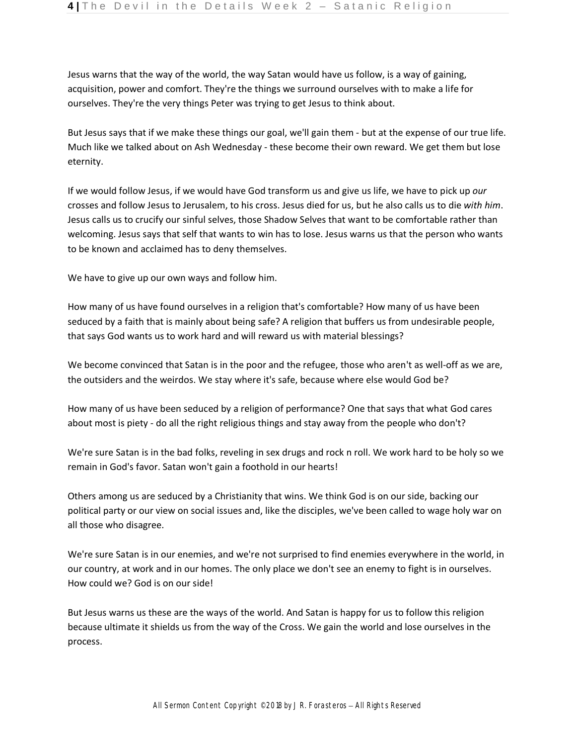Jesus warns that the way of the world, the way Satan would have us follow, is a way of gaining, acquisition, power and comfort. They're the things we surround ourselves with to make a life for ourselves. They're the very things Peter was trying to get Jesus to think about.

But Jesus says that if we make these things our goal, we'll gain them - but at the expense of our true life. Much like we talked about on Ash Wednesday - these become their own reward. We get them but lose eternity.

If we would follow Jesus, if we would have God transform us and give us life, we have to pick up *our* crosses and follow Jesus to Jerusalem, to his cross. Jesus died for us, but he also calls us to die *with him*. Jesus calls us to crucify our sinful selves, those Shadow Selves that want to be comfortable rather than welcoming. Jesus says that self that wants to win has to lose. Jesus warns us that the person who wants to be known and acclaimed has to deny themselves.

We have to give up our own ways and follow him.

How many of us have found ourselves in a religion that's comfortable? How many of us have been seduced by a faith that is mainly about being safe? A religion that buffers us from undesirable people, that says God wants us to work hard and will reward us with material blessings?

We become convinced that Satan is in the poor and the refugee, those who aren't as well-off as we are, the outsiders and the weirdos. We stay where it's safe, because where else would God be?

How many of us have been seduced by a religion of performance? One that says that what God cares about most is piety - do all the right religious things and stay away from the people who don't?

We're sure Satan is in the bad folks, reveling in sex drugs and rock n roll. We work hard to be holy so we remain in God's favor. Satan won't gain a foothold in our hearts!

Others among us are seduced by a Christianity that wins. We think God is on our side, backing our political party or our view on social issues and, like the disciples, we've been called to wage holy war on all those who disagree.

We're sure Satan is in our enemies, and we're not surprised to find enemies everywhere in the world, in our country, at work and in our homes. The only place we don't see an enemy to fight is in ourselves. How could we? God is on our side!

But Jesus warns us these are the ways of the world. And Satan is happy for us to follow this religion because ultimate it shields us from the way of the Cross. We gain the world and lose ourselves in the process.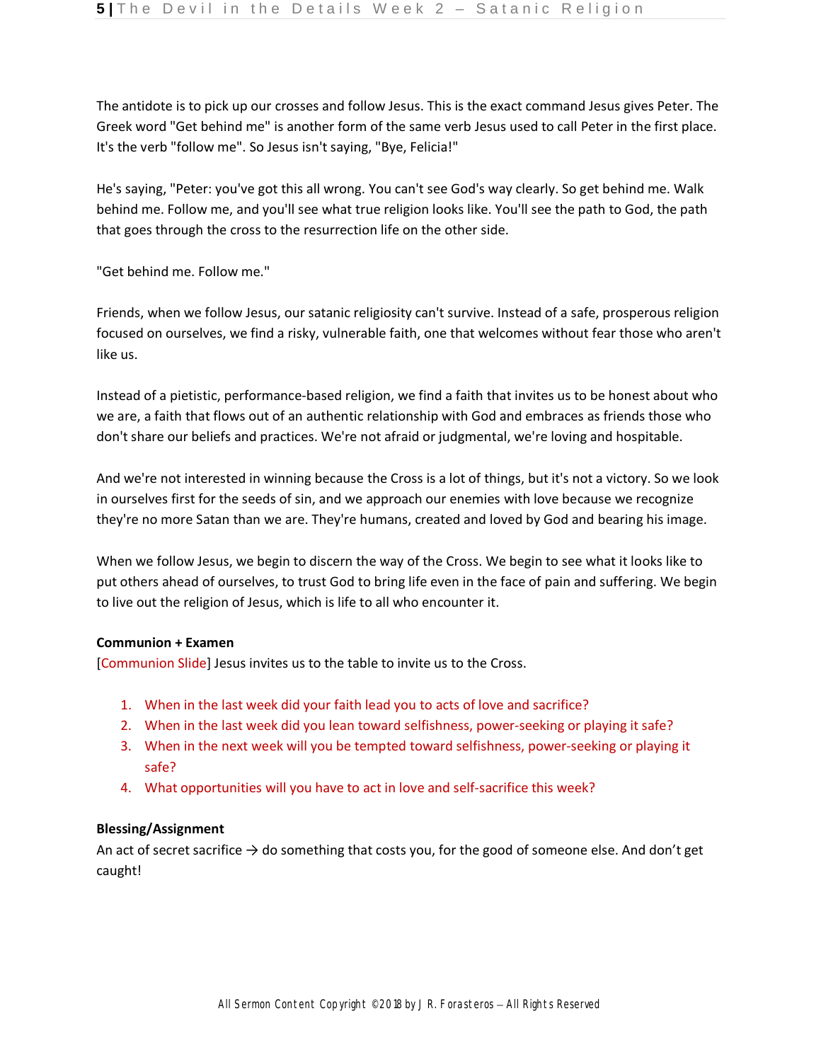The antidote is to pick up our crosses and follow Jesus. This is the exact command Jesus gives Peter. The Greek word "Get behind me" is another form of the same verb Jesus used to call Peter in the first place. It's the verb "follow me". So Jesus isn't saying, "Bye, Felicia!"

He's saying, "Peter: you've got this all wrong. You can't see God's way clearly. So get behind me. Walk behind me. Follow me, and you'll see what true religion looks like. You'll see the path to God, the path that goes through the cross to the resurrection life on the other side.

"Get behind me. Follow me."

Friends, when we follow Jesus, our satanic religiosity can't survive. Instead of a safe, prosperous religion focused on ourselves, we find a risky, vulnerable faith, one that welcomes without fear those who aren't like us.

Instead of a pietistic, performance-based religion, we find a faith that invites us to be honest about who we are, a faith that flows out of an authentic relationship with God and embraces as friends those who don't share our beliefs and practices. We're not afraid or judgmental, we're loving and hospitable.

And we're not interested in winning because the Cross is a lot of things, but it's not a victory. So we look in ourselves first for the seeds of sin, and we approach our enemies with love because we recognize they're no more Satan than we are. They're humans, created and loved by God and bearing his image.

When we follow Jesus, we begin to discern the way of the Cross. We begin to see what it looks like to put others ahead of ourselves, to trust God to bring life even in the face of pain and suffering. We begin to live out the religion of Jesus, which is life to all who encounter it.

**Communion + Examen**
[Communion Slide] Jesus invites us to the table to invite us to the Cross.

1. When in the last week did your faith lead you to acts of love and sacrifice?
2. When in the last week did you lean toward selfishness, power-seeking or playing it safe?
3. When in the next week will you be tempted toward selfishness, power-seeking or playing it safe?
4. What opportunities will you have to act in love and self-sacrifice this week?

**Blessing/Assignment**
An act of secret sacrifice → do something that costs you, for the good of someone else. And don't get caught!

All Sermon Content Copyright ©2018 by J R. Forasteros – All Rights Reserved